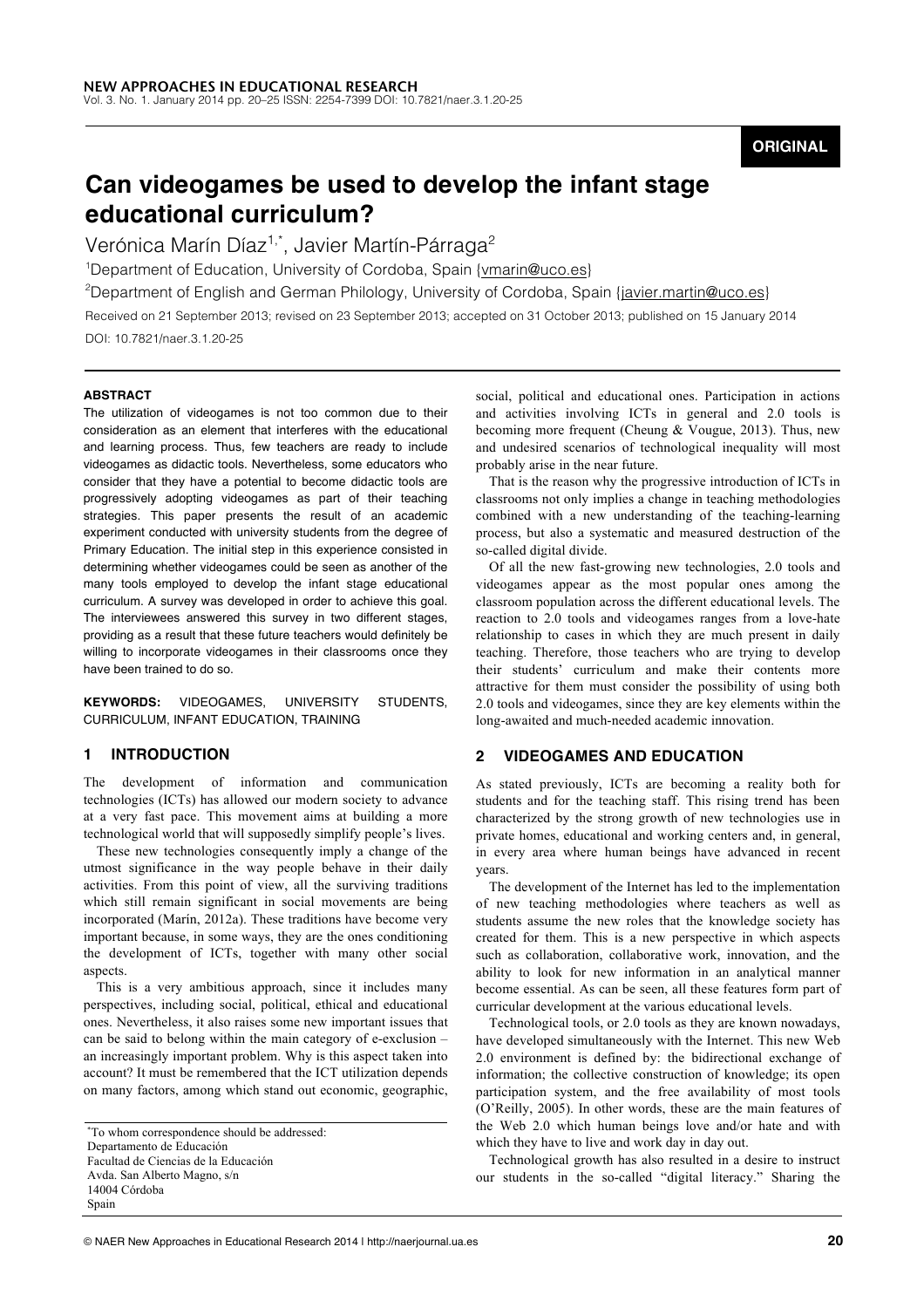ORIGINAL

# Can videogames be used to develop the infant stage educational curriculum?

Verónica Marín Díaz[1,*], Javier Martín-Párraga[2]

[1]Department of Education, University of Cordoba, Spain {vmarin@uco.es}

[2]Department of English and German Philology, University of Cordoba, Spain {javier.martin@uco.es}

Received on 21 September 2013; revised on 23 September 2013; accepted on 31 October 2013; published on 15 January 2014

DOI: 10.7821/naer.3.1.20-25

**ABSTRACT**

The utilization of videogames is not too common due to their consideration as an element that interferes with the educational and learning process. Thus, few teachers are ready to include videogames as didactic tools. Nevertheless, some educators who consider that they have a potential to become didactic tools are progressively adopting videogames as part of their teaching strategies. This paper presents the result of an academic experiment conducted with university students from the degree of Primary Education. The initial step in this experience consisted in determining whether videogames could be seen as another of the many tools employed to develop the infant stage educational curriculum. A survey was developed in order to achieve this goal. The interviewees answered this survey in two different stages, providing as a result that these future teachers would definitely be willing to incorporate videogames in their classrooms once they have been trained to do so.

**KEYWORDS:** VIDEOGAMES, UNIVERSITY STUDENTS, CURRICULUM, INFANT EDUCATION, TRAINING

## 1 INTRODUCTION

The development of information and communication technologies (ICTs) has allowed our modern society to advance at a very fast pace. This movement aims at building a more technological world that will supposedly simplify people's lives.

These new technologies consequently imply a change of the utmost significance in the way people behave in their daily activities. From this point of view, all the surviving traditions which still remain significant in social movements are being incorporated (Marín, 2012a). These traditions have become very important because, in some ways, they are the ones conditioning the development of ICTs, together with many other social aspects.

This is a very ambitious approach, since it includes many perspectives, including social, political, ethical and educational ones. Nevertheless, it also raises some new important issues that can be said to belong within the main category of e-exclusion – an increasingly important problem. Why is this aspect taken into account? It must be remembered that the ICT utilization depends on many factors, among which stand out economic, geographic, social, political and educational ones. Participation in actions and activities involving ICTs in general and 2.0 tools is becoming more frequent (Cheung & Vougue, 2013). Thus, new and undesired scenarios of technological inequality will most probably arise in the near future.

That is the reason why the progressive introduction of ICTs in classrooms not only implies a change in teaching methodologies combined with a new understanding of the teaching-learning process, but also a systematic and measured destruction of the so-called digital divide.

Of all the new fast-growing new technologies, 2.0 tools and videogames appear as the most popular ones among the classroom population across the different educational levels. The reaction to 2.0 tools and videogames ranges from a love-hate relationship to cases in which they are much present in daily teaching. Therefore, those teachers who are trying to develop their students' curriculum and make their contents more attractive for them must consider the possibility of using both 2.0 tools and videogames, since they are key elements within the long-awaited and much-needed academic innovation.

## 2 VIDEOGAMES AND EDUCATION

As stated previously, ICTs are becoming a reality both for students and for the teaching staff. This rising trend has been characterized by the strong growth of new technologies use in private homes, educational and working centers and, in general, in every area where human beings have advanced in recent years.

The development of the Internet has led to the implementation of new teaching methodologies where teachers as well as students assume the new roles that the knowledge society has created for them. This is a new perspective in which aspects such as collaboration, collaborative work, innovation, and the ability to look for new information in an analytical manner become essential. As can be seen, all these features form part of curricular development at the various educational levels.

Technological tools, or 2.0 tools as they are known nowadays, have developed simultaneously with the Internet. This new Web 2.0 environment is defined by: the bidirectional exchange of information; the collective construction of knowledge; its open participation system, and the free availability of most tools (O'Reilly, 2005). In other words, these are the main features of the Web 2.0 which human beings love and/or hate and with which they have to live and work day in day out.

Technological growth has also resulted in a desire to instruct our students in the so-called "digital literacy." Sharing the

---

[*]To whom correspondence should be addressed:
Departamento de Educación
Facultad de Ciencias de la Educación
Avda. San Alberto Magno, s/n
14004 Córdoba
Spain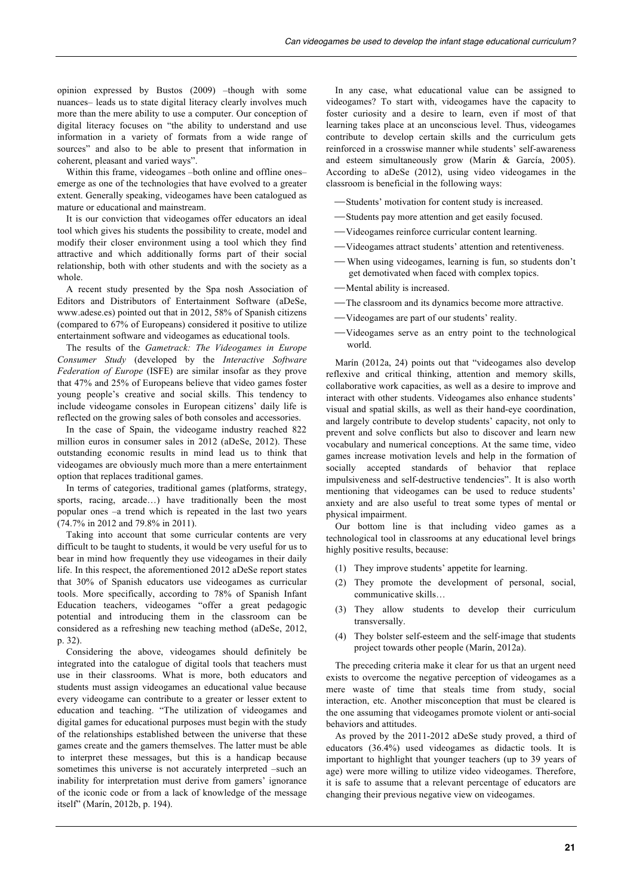opinion expressed by Bustos (2009) –though with some nuances– leads us to state digital literacy clearly involves much more than the mere ability to use a computer. Our conception of digital literacy focuses on "the ability to understand and use information in a variety of formats from a wide range of sources" and also to be able to present that information in coherent, pleasant and varied ways".

Within this frame, videogames –both online and offline ones– emerge as one of the technologies that have evolved to a greater extent. Generally speaking, videogames have been catalogued as mature or educational and mainstream.

It is our conviction that videogames offer educators an ideal tool which gives his students the possibility to create, model and modify their closer environment using a tool which they find attractive and which additionally forms part of their social relationship, both with other students and with the society as a whole.

A recent study presented by the Spa nosh Association of Editors and Distributors of Entertainment Software (aDeSe, www.adese.es) pointed out that in 2012, 58% of Spanish citizens (compared to 67% of Europeans) considered it positive to utilize entertainment software and videogames as educational tools.

The results of the *Gametrack: The Videogames in Europe Consumer Study* (developed by the *Interactive Software Federation of Europe* (ISFE) are similar insofar as they prove that 47% and 25% of Europeans believe that video games foster young people's creative and social skills. This tendency to include videogame consoles in European citizens' daily life is reflected on the growing sales of both consoles and accessories.

In the case of Spain, the videogame industry reached 822 million euros in consumer sales in 2012 (aDeSe, 2012). These outstanding economic results in mind lead us to think that videogames are obviously much more than a mere entertainment option that replaces traditional games.

In terms of categories, traditional games (platforms, strategy, sports, racing, arcade…) have traditionally been the most popular ones –a trend which is repeated in the last two years (74.7% in 2012 and 79.8% in 2011).

Taking into account that some curricular contents are very difficult to be taught to students, it would be very useful for us to bear in mind how frequently they use videogames in their daily life. In this respect, the aforementioned 2012 aDeSe report states that 30% of Spanish educators use videogames as curricular tools. More specifically, according to 78% of Spanish Infant Education teachers, videogames "offer a great pedagogic potential and introducing them in the classroom can be considered as a refreshing new teaching method (aDeSe, 2012, p. 32).

Considering the above, videogames should definitely be integrated into the catalogue of digital tools that teachers must use in their classrooms. What is more, both educators and students must assign videogames an educational value because every videogame can contribute to a greater or lesser extent to education and teaching. "The utilization of videogames and digital games for educational purposes must begin with the study of the relationships established between the universe that these games create and the gamers themselves. The latter must be able to interpret these messages, but this is a handicap because sometimes this universe is not accurately interpreted –such an inability for interpretation must derive from gamers' ignorance of the iconic code or from a lack of knowledge of the message itself" (Marín, 2012b, p. 194).

In any case, what educational value can be assigned to videogames? To start with, videogames have the capacity to foster curiosity and a desire to learn, even if most of that learning takes place at an unconscious level. Thus, videogames contribute to develop certain skills and the curriculum gets reinforced in a crosswise manner while students' self-awareness and esteem simultaneously grow (Marín & García, 2005). According to aDeSe (2012), using video videogames in the classroom is beneficial in the following ways:

- Students' motivation for content study is increased.
- Students pay more attention and get easily focused.
- Videogames reinforce curricular content learning.
- Videogames attract students' attention and retentiveness.
- When using videogames, learning is fun, so students don't get demotivated when faced with complex topics.
- Mental ability is increased.
- The classroom and its dynamics become more attractive.
- Videogames are part of our students' reality.
- Videogames serve as an entry point to the technological world.

Marín (2012a, 24) points out that "videogames also develop reflexive and critical thinking, attention and memory skills, collaborative work capacities, as well as a desire to improve and interact with other students. Videogames also enhance students' visual and spatial skills, as well as their hand-eye coordination, and largely contribute to develop students' capacity, not only to prevent and solve conflicts but also to discover and learn new vocabulary and numerical conceptions. At the same time, video games increase motivation levels and help in the formation of socially accepted standards of behavior that replace impulsiveness and self-destructive tendencies". It is also worth mentioning that videogames can be used to reduce students' anxiety and are also useful to treat some types of mental or physical impairment.

Our bottom line is that including video games as a technological tool in classrooms at any educational level brings highly positive results, because:

1. They improve students' appetite for learning.
2. They promote the development of personal, social, communicative skills…
3. They allow students to develop their curriculum transversally.
4. They bolster self-esteem and the self-image that students project towards other people (Marín, 2012a).

The preceding criteria make it clear for us that an urgent need exists to overcome the negative perception of videogames as a mere waste of time that steals time from study, social interaction, etc. Another misconception that must be cleared is the one assuming that videogames promote violent or anti-social behaviors and attitudes.

As proved by the 2011-2012 aDeSe study proved, a third of educators (36.4%) used videogames as didactic tools. It is important to highlight that younger teachers (up to 39 years of age) were more willing to utilize video videogames. Therefore, it is safe to assume that a relevant percentage of educators are changing their previous negative view on videogames.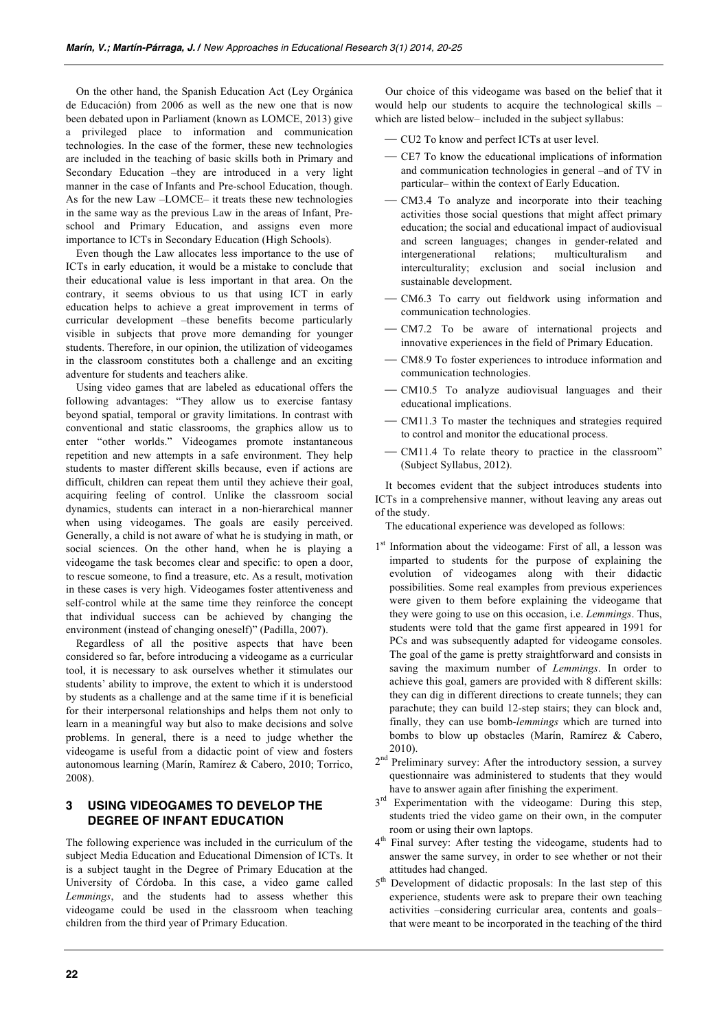On the other hand, the Spanish Education Act (Ley Orgánica de Educación) from 2006 as well as the new one that is now been debated upon in Parliament (known as LOMCE, 2013) give a privileged place to information and communication technologies. In the case of the former, these new technologies are included in the teaching of basic skills both in Primary and Secondary Education –they are introduced in a very light manner in the case of Infants and Pre-school Education, though. As for the new Law –LOMCE– it treats these new technologies in the same way as the previous Law in the areas of Infant, Pre-school and Primary Education, and assigns even more importance to ICTs in Secondary Education (High Schools).

Even though the Law allocates less importance to the use of ICTs in early education, it would be a mistake to conclude that their educational value is less important in that area. On the contrary, it seems obvious to us that using ICT in early education helps to achieve a great improvement in terms of curricular development –these benefits become particularly visible in subjects that prove more demanding for younger students. Therefore, in our opinion, the utilization of videogames in the classroom constitutes both a challenge and an exciting adventure for students and teachers alike.

Using video games that are labeled as educational offers the following advantages: "They allow us to exercise fantasy beyond spatial, temporal or gravity limitations. In contrast with conventional and static classrooms, the graphics allow us to enter "other worlds." Videogames promote instantaneous repetition and new attempts in a safe environment. They help students to master different skills because, even if actions are difficult, children can repeat them until they achieve their goal, acquiring feeling of control. Unlike the classroom social dynamics, students can interact in a non-hierarchical manner when using videogames. The goals are easily perceived. Generally, a child is not aware of what he is studying in math, or social sciences. On the other hand, when he is playing a videogame the task becomes clear and specific: to open a door, to rescue someone, to find a treasure, etc. As a result, motivation in these cases is very high. Videogames foster attentiveness and self-control while at the same time they reinforce the concept that individual success can be achieved by changing the environment (instead of changing oneself)" (Padilla, 2007).

Regardless of all the positive aspects that have been considered so far, before introducing a videogame as a curricular tool, it is necessary to ask ourselves whether it stimulates our students' ability to improve, the extent to which it is understood by students as a challenge and at the same time if it is beneficial for their interpersonal relationships and helps them not only to learn in a meaningful way but also to make decisions and solve problems. In general, there is a need to judge whether the videogame is useful from a didactic point of view and fosters autonomous learning (Marín, Ramírez & Cabero, 2010; Torrico, 2008).

## 3 USING VIDEOGAMES TO DEVELOP THE DEGREE OF INFANT EDUCATION

The following experience was included in the curriculum of the subject Media Education and Educational Dimension of ICTs. It is a subject taught in the Degree of Primary Education at the University of Córdoba. In this case, a video game called *Lemmings*, and the students had to assess whether this videogame could be used in the classroom when teaching children from the third year of Primary Education.

Our choice of this videogame was based on the belief that it would help our students to acquire the technological skills –which are listed below– included in the subject syllabus:

- CU2 To know and perfect ICTs at user level.
- CE7 To know the educational implications of information and communication technologies in general –and of TV in particular– within the context of Early Education.
- CM3.4 To analyze and incorporate into their teaching activities those social questions that might affect primary education; the social and educational impact of audiovisual and screen languages; changes in gender-related and intergenerational relations; multiculturalism and interculturality; exclusion and social inclusion and sustainable development.
- CM6.3 To carry out fieldwork using information and communication technologies.
- CM7.2 To be aware of international projects and innovative experiences in the field of Primary Education.
- CM8.9 To foster experiences to introduce information and communication technologies.
- CM10.5 To analyze audiovisual languages and their educational implications.
- CM11.3 To master the techniques and strategies required to control and monitor the educational process.
- CM11.4 To relate theory to practice in the classroom" (Subject Syllabus, 2012).

It becomes evident that the subject introduces students into ICTs in a comprehensive manner, without leaving any areas out of the study.

The educational experience was developed as follows:

1st Information about the videogame: First of all, a lesson was imparted to students for the purpose of explaining the evolution of videogames along with their didactic possibilities. Some real examples from previous experiences were given to them before explaining the videogame that they were going to use on this occasion, i.e. *Lemmings*. Thus, students were told that the game first appeared in 1991 for PCs and was subsequently adapted for videogame consoles. The goal of the game is pretty straightforward and consists in saving the maximum number of *Lemmings*. In order to achieve this goal, gamers are provided with 8 different skills: they can dig in different directions to create tunnels; they can parachute; they can build 12-step stairs; they can block and, finally, they can use bomb-*lemmings* which are turned into bombs to blow up obstacles (Marín, Ramírez & Cabero, 2010).

2nd Preliminary survey: After the introductory session, a survey questionnaire was administered to students that they would have to answer again after finishing the experiment.

3rd Experimentation with the videogame: During this step, students tried the video game on their own, in the computer room or using their own laptops.

4th Final survey: After testing the videogame, students had to answer the same survey, in order to see whether or not their attitudes had changed.

5th Development of didactic proposals: In the last step of this experience, students were ask to prepare their own teaching activities –considering curricular area, contents and goals– that were meant to be incorporated in the teaching of the third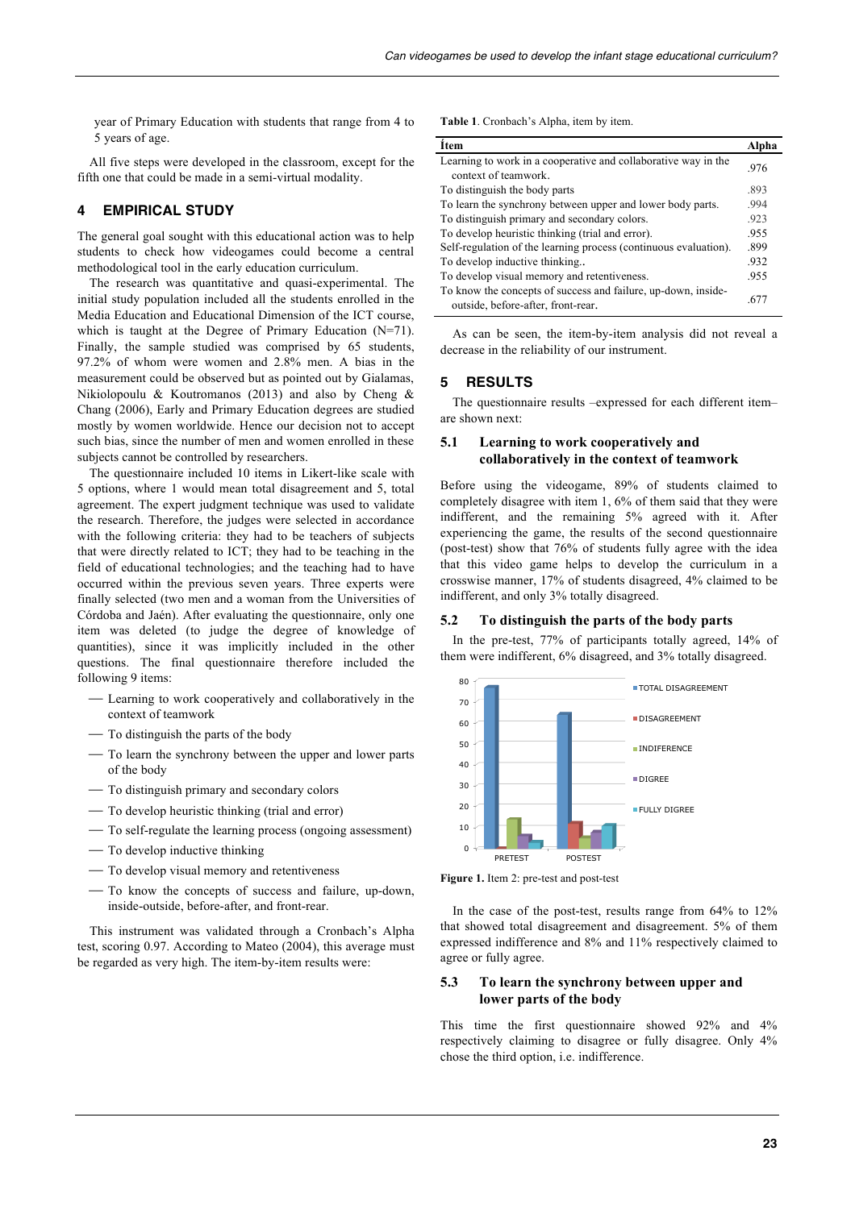year of Primary Education with students that range from 4 to 5 years of age.

All five steps were developed in the classroom, except for the fifth one that could be made in a semi-virtual modality.

## 4 EMPIRICAL STUDY

The general goal sought with this educational action was to help students to check how videogames could become a central methodological tool in the early education curriculum.

The research was quantitative and quasi-experimental. The initial study population included all the students enrolled in the Media Education and Educational Dimension of the ICT course, which is taught at the Degree of Primary Education (N=71). Finally, the sample studied was comprised by 65 students, 97.2% of whom were women and 2.8% men. A bias in the measurement could be observed but as pointed out by Gialamas, Nikiolopoulu & Koutromanos (2013) and also by Cheng & Chang (2006), Early and Primary Education degrees are studied mostly by women worldwide. Hence our decision not to accept such bias, since the number of men and women enrolled in these subjects cannot be controlled by researchers.

The questionnaire included 10 items in Likert-like scale with 5 options, where 1 would mean total disagreement and 5, total agreement. The expert judgment technique was used to validate the research. Therefore, the judges were selected in accordance with the following criteria: they had to be teachers of subjects that were directly related to ICT; they had to be teaching in the field of educational technologies; and the teaching had to have occurred within the previous seven years. Three experts were finally selected (two men and a woman from the Universities of Córdoba and Jaén). After evaluating the questionnaire, only one item was deleted (to judge the degree of knowledge of quantities), since it was implicitly included in the other questions. The final questionnaire therefore included the following 9 items:

- Learning to work cooperatively and collaboratively in the context of teamwork
- To distinguish the parts of the body
- To learn the synchrony between the upper and lower parts of the body
- To distinguish primary and secondary colors
- To develop heuristic thinking (trial and error)
- To self-regulate the learning process (ongoing assessment)
- To develop inductive thinking
- To develop visual memory and retentiveness
- To know the concepts of success and failure, up-down, inside-outside, before-after, and front-rear.

This instrument was validated through a Cronbach's Alpha test, scoring 0.97. According to Mateo (2004), this average must be regarded as very high. The item-by-item results were:

**Table 1**. Cronbach's Alpha, item by item.

| Ítem | Alpha |
|---|---|
| Learning to work in a cooperative and collaborative way in the context of teamwork. | .976 |
| To distinguish the body parts | .893 |
| To learn the synchrony between upper and lower body parts. | .994 |
| To distinguish primary and secondary colors. | .923 |
| To develop heuristic thinking (trial and error). | .955 |
| Self-regulation of the learning process (continuous evaluation). | .899 |
| To develop inductive thinking.. | .932 |
| To develop visual memory and retentiveness. | .955 |
| To know the concepts of success and failure, up-down, inside-outside, before-after, front-rear. | .677 |

As can be seen, the item-by-item analysis did not reveal a decrease in the reliability of our instrument.

## 5 RESULTS

The questionnaire results –expressed for each different item– are shown next:

### 5.1 Learning to work cooperatively and collaboratively in the context of teamwork

Before using the videogame, 89% of students claimed to completely disagree with item 1, 6% of them said that they were indifferent, and the remaining 5% agreed with it. After experiencing the game, the results of the second questionnaire (post-test) show that 76% of students fully agree with the idea that this video game helps to develop the curriculum in a crosswise manner, 17% of students disagreed, 4% claimed to be indifferent, and only 3% totally disagreed.

### 5.2 To distinguish the parts of the body parts

In the pre-test, 77% of participants totally agreed, 14% of them were indifferent, 6% disagreed, and 3% totally disagreed.

**Figure 1.** Item 2: pre-test and post-test

In the case of the post-test, results range from 64% to 12% that showed total disagreement and disagreement. 5% of them expressed indifference and 8% and 11% respectively claimed to agree or fully agree.

### 5.3 To learn the synchrony between upper and lower parts of the body

This time the first questionnaire showed 92% and 4% respectively claiming to disagree or fully disagree. Only 4% chose the third option, i.e. indifference.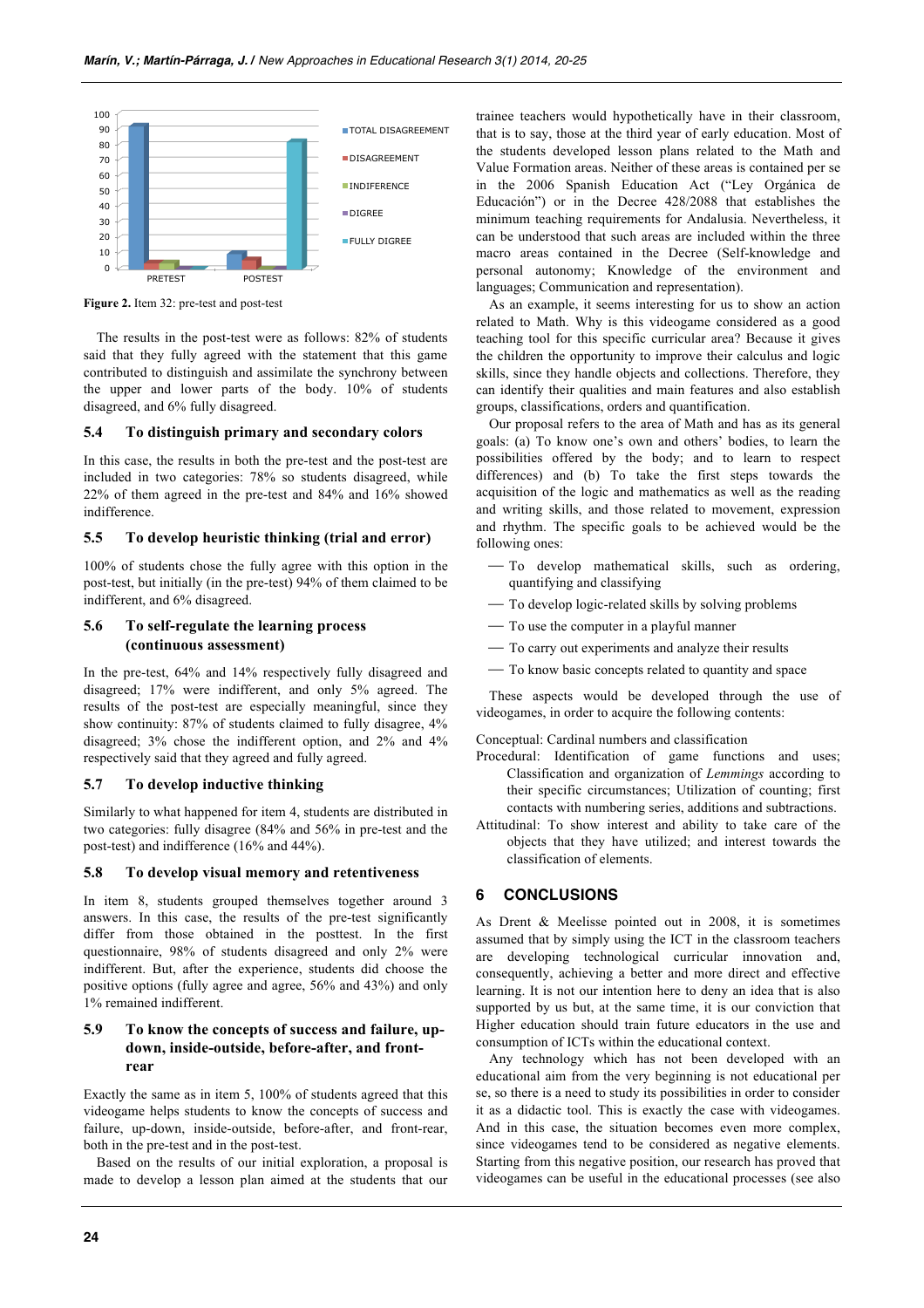Figure 2. Item 32: pre-test and post-test

The results in the post-test were as follows: 82% of students said that they fully agreed with the statement that this game contributed to distinguish and assimilate the synchrony between the upper and lower parts of the body. 10% of students disagreed, and 6% fully disagreed.

### 5.4 To distinguish primary and secondary colors

In this case, the results in both the pre-test and the post-test are included in two categories: 78% so students disagreed, while 22% of them agreed in the pre-test and 84% and 16% showed indifference.

### 5.5 To develop heuristic thinking (trial and error)

100% of students chose the fully agree with this option in the post-test, but initially (in the pre-test) 94% of them claimed to be indifferent, and 6% disagreed.

### 5.6 To self-regulate the learning process (continuous assessment)

In the pre-test, 64% and 14% respectively fully disagreed and disagreed; 17% were indifferent, and only 5% agreed. The results of the post-test are especially meaningful, since they show continuity: 87% of students claimed to fully disagree, 4% disagreed; 3% chose the indifferent option, and 2% and 4% respectively said that they agreed and fully agreed.

### 5.7 To develop inductive thinking

Similarly to what happened for item 4, students are distributed in two categories: fully disagree (84% and 56% in pre-test and the post-test) and indifference (16% and 44%).

### 5.8 To develop visual memory and retentiveness

In item 8, students grouped themselves together around 3 answers. In this case, the results of the pre-test significantly differ from those obtained in the posttest. In the first questionnaire, 98% of students disagreed and only 2% were indifferent. But, after the experience, students did choose the positive options (fully agree and agree, 56% and 43%) and only 1% remained indifferent.

### 5.9 To know the concepts of success and failure, up-down, inside-outside, before-after, and front-rear

Exactly the same as in item 5, 100% of students agreed that this videogame helps students to know the concepts of success and failure, up-down, inside-outside, and front-rear, both in the pre-test and in the post-test.

Based on the results of our initial exploration, a proposal is made to develop a lesson plan aimed at the students that our trainee teachers would hypothetically have in their classroom, that is to say, those at the third year of early education. Most of the students developed lesson plans related to the Math and Value Formation areas. Neither of these areas is contained per se in the 2006 Spanish Education Act ("Ley Orgánica de Educación") or in the Decree 428/2088 that establishes the minimum teaching requirements for Andalusia. Nevertheless, it can be understood that such areas are included within the three macro areas contained in the Decree (Self-knowledge and personal autonomy; Knowledge of the environment and languages; Communication and representation).

As an example, it seems interesting for us to show an action related to Math. Why is this videogame considered as a good teaching tool for this specific curricular area? Because it gives the children the opportunity to improve their calculus and logic skills, since they handle objects and collections. Therefore, they can identify their qualities and main features and also establish groups, classifications, orders and quantification.

Our proposal refers to the area of Math and has as its general goals: (a) To know one's own and others' bodies, to learn the possibilities offered by the body; and to learn to respect differences) and (b) To take the first steps towards the acquisition of the logic and mathematics as well as the reading and writing skills, and those related to movement, expression and rhythm. The specific goals to be achieved would be the following ones:

- To develop mathematical skills, such as ordering, quantifying and classifying
- To develop logic-related skills by solving problems
- To use the computer in a playful manner
- To carry out experiments and analyze their results
- To know basic concepts related to quantity and space

These aspects would be developed through the use of videogames, in order to acquire the following contents:

Conceptual: Cardinal numbers and classification

Procedural: Identification of game functions and uses; Classification and organization of *Lemmings* according to their specific circumstances; Utilization of counting; first contacts with numbering series, additions and subtractions.

Attitudinal: To show interest and ability to take care of the objects that they have utilized; and interest towards the classification of elements.

## 6 CONCLUSIONS

As Drent & Meelisse pointed out in 2008, it is sometimes assumed that by simply using the ICT in the classroom teachers are developing technological curricular innovation and, consequently, achieving a better and more direct and effective learning. It is not our intention here to deny an idea that is also supported by us but, at the same time, it is our conviction that Higher education should train future educators in the use and consumption of ICTs within the educational context.

Any technology which has not been developed with an educational aim from the very beginning is not educational per se, so there is a need to study its possibilities in order to consider it as a didactic tool. This is exactly the case with videogames. And in this case, the situation becomes even more complex, since videogames tend to be considered as negative elements. Starting from this negative position, our research has proved that videogames can be useful in the educational processes (see also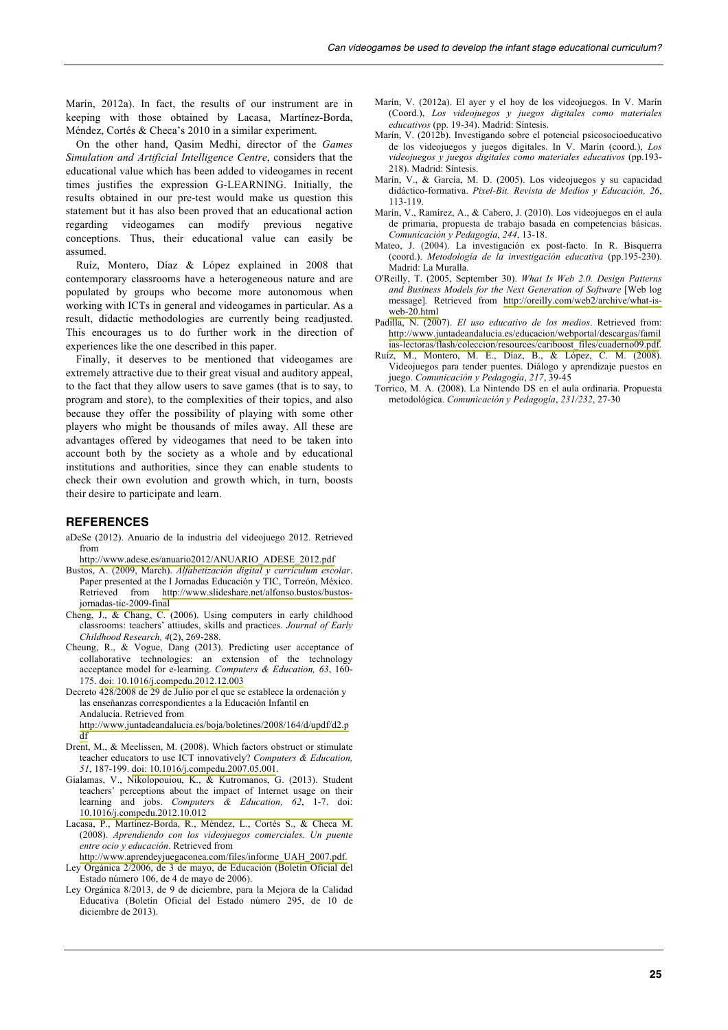Marín, 2012a). In fact, the results of our instrument are in keeping with those obtained by Lacasa, Martínez-Borda, Méndez, Cortés & Checa's 2010 in a similar experiment.

On the other hand, Qasim Medhi, director of the *Games Simulation and Artificial Intelligence Centre*, considers that the educational value which has been added to videogames in recent times justifies the expression G-LEARNING. Initially, the results obtained in our pre-test would make us question this statement but it has also been proved that an educational action regarding videogames can modify previous negative conceptions. Thus, their educational value can easily be assumed.

Ruíz, Montero, Díaz & López explained in 2008 that contemporary classrooms have a heterogeneous nature and are populated by groups who become more autonomous when working with ICTs in general and videogames in particular. As a result, didactic methodologies are currently being readjusted. This encourages us to do further work in the direction of experiences like the one described in this paper.

Finally, it deserves to be mentioned that videogames are extremely attractive due to their great visual and auditory appeal, to the fact that they allow users to save games (that is to say, to program and store), to the complexities of their topics, and also because they offer the possibility of playing with some other players who might be thousands of miles away. All these are advantages offered by videogames that need to be taken into account both by the society as a whole and by educational institutions and authorities, since they can enable students to check their own evolution and growth which, in turn, boosts their desire to participate and learn.

## REFERENCES

aDeSe (2012). Anuario de la industria del videojuego 2012. Retrieved from http://www.adese.es/anuario2012/ANUARIO_ADESE_2012.pdf

Bustos, A. (2009, March). *Alfabetización digital y currículum escolar*. Paper presented at the I Jornadas Educación y TIC, Torreón, México. Retrieved from http://www.slideshare.net/alfonso.bustos/bustos-jornadas-tic-2009-final

Cheng, J., & Chang, C. (2006). Using computers in early childhood classrooms: teachers' attiudes, skills and practices. *Journal of Early Childhood Research, 4*(2), 269-288.

Cheung, R., & Vogue, Dang (2013). Predicting user acceptance of collaborative technologies: an extension of the technology acceptance model for e-learning. *Computers & Education, 63*, 160-175. doi: 10.1016/j.compedu.2012.12.003

Decreto 428/2008 de 29 de Julio por el que se establece la ordenación y las enseñanzas correspondientes a la Educación Infantil en Andalucía. Retrieved from http://www.juntadeandalucia.es/boja/boletines/2008/164/d/updf/d2.pdf

Drent, M., & Meelissen, M. (2008). Which factors obstruct or stimulate teacher educators to use ICT innovatively? *Computers & Education, 51*, 187-199. doi: 10.1016/j.compedu.2007.05.001.

Gialamas, V., Nikolopouiou, K., & Kutromanos, G. (2013). Student teachers' perceptions about the impact of Internet usage on their learning and jobs. *Computers & Education, 62*, 1-7. doi: 10.1016/j.compedu.2012.10.012

Lacasa, P., Martínez-Borda, R., Méndez, L., Cortés S., & Checa M. (2008). *Aprendiendo con los videojuegos comerciales. Un puente entre ocio y educación*. Retrieved from http://www.aprendeyjuegaconea.com/files/informe_UAH_2007.pdf.

Ley Orgánica 2/2006, de 3 de mayo, de Educación (Boletín Oficial del Estado número 106, de 4 de mayo de 2006).

Ley Orgánica 8/2013, de 9 de diciembre, para la Mejora de la Calidad Educativa (Boletín Oficial del Estado número 295, de 10 de diciembre de 2013).

Marín, V. (2012a). El ayer y el hoy de los videojuegos. In V. Marín (Coord.), *Los videojuegos y juegos digitales como materiales educativos* (pp. 19-34). Madrid: Síntesis.

Marín, V. (2012b). Investigando sobre el potencial psicosocioeducativo de los videojuegos y juegos digitales. In V. Marín (coord.), *Los videojuegos y juegos digitales como materiales educativos* (pp.193-218). Madrid: Síntesis.

Marín, V., & García, M. D. (2005). Los videojuegos y su capacidad didáctico-formativa. *Pixel-Bit. Revista de Medios y Educación, 26*, 113-119.

Marín, V., Ramírez, A., & Cabero, J. (2010). Los videojuegos en el aula de primaria, propuesta de trabajo basada en competencias básicas. *Comunicación y Pedagogía*, *244*, 13-18.

Mateo, J. (2004). La investigación ex post-facto. In R. Bisquerra (coord.). *Metodología de la investigación educativa* (pp.195-230). Madrid: La Muralla.

O'Reilly, T. (2005, September 30). *What Is Web 2.0. Design Patterns and Business Models for the Next Generation of Software* [Web log message]. Retrieved from http://oreilly.com/web2/archive/what-is-web-20.html

Padilla, N. (2007). *El uso educativo de los medios*. Retrieved from: http://www.juntadeandalucia.es/educacion/webportal/descargas/familias-lectoras/flash/coleccion/resources/cariboost_files/cuaderno09.pdf.

Ruíz, M., Montero, M. E., Díaz, B., & López, C. M. (2008). Videojuegos para tender puentes. Diálogo y aprendizaje puestos en juego. *Comunicación y Pedagogía*, *217*, 39-45

Torrico, M. A. (2008). La Nintendo DS en el aula ordinaria. Propuesta metodológica. *Comunicación y Pedagogía*, *231/232*, 27-30